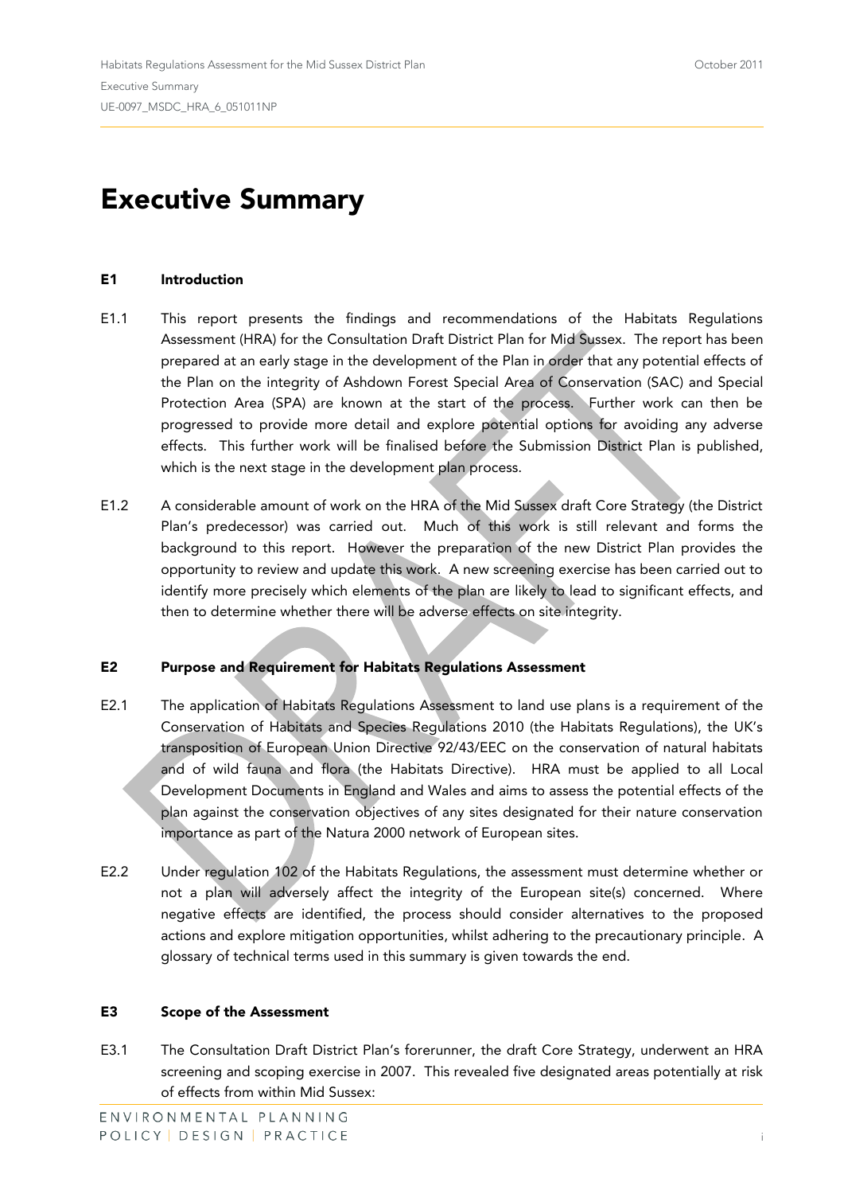# Executive Summary

## E1 Introduction

E1.1 This report presents the findings and recommendations of the Habitats Regulations Assessment (HRA) for the Consultation Draft District Plan for Mid Sussex. The report has been prepared at an early stage in the development of the Plan in order that any potential effects of the Plan on the integrity of Ashdown Forest Special Area of Conservation (SAC) and Special Protection Area (SPA) are known at the start of the process. Further work can then be progressed to provide more detail and explore potential options for avoiding any adverse effects. This further work will be finalised before the Submission District Plan is published, which is the next stage in the development plan process.

E1.2 A considerable amount of work on the HRA of the Mid Sussex draft Core Strategy (the District Plan's predecessor) was carried out. Much of this work is still relevant and forms the background to this report. However the preparation of the new District Plan provides the opportunity to review and update this work. A new screening exercise has been carried out to identify more precisely which elements of the plan are likely to lead to significant effects, and then to determine whether there will be adverse effects on site integrity.

## E2 Purpose and Requirement for Habitats Regulations Assessment

E2.1 The application of Habitats Regulations Assessment to land use plans is a requirement of the Conservation of Habitats and Species Regulations 2010 (the Habitats Regulations), the UK's transposition of European Union Directive 92/43/EEC on the conservation of natural habitats and of wild fauna and flora (the Habitats Directive). HRA must be applied to all Local Development Documents in England and Wales and aims to assess the potential effects of the plan against the conservation objectives of any sites designated for their nature conservation importance as part of the Natura 2000 network of European sites.

E2.2 Under regulation 102 of the Habitats Regulations, the assessment must determine whether or not a plan will adversely affect the integrity of the European site(s) concerned. Where negative effects are identified, the process should consider alternatives to the proposed actions and explore mitigation opportunities, whilst adhering to the precautionary principle. A glossary of technical terms used in this summary is given towards the end.

## E3 Scope of the Assessment

E3.1 The Consultation Draft District Plan's forerunner, the draft Core Strategy, underwent an HRA screening and scoping exercise in 2007. This revealed five designated areas potentially at risk of effects from within Mid Sussex: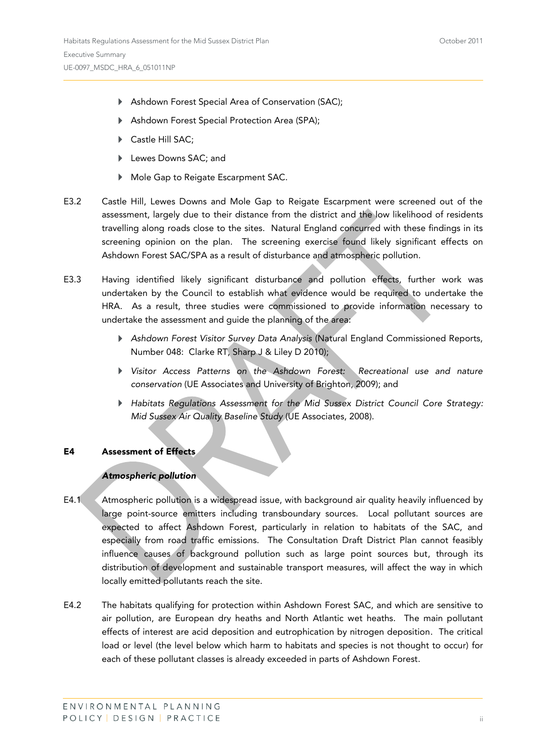- Ashdown Forest Special Area of Conservation (SAC);
- Ashdown Forest Special Protection Area (SPA);
- Castle Hill SAC;
- Lewes Downs SAC; and
- Mole Gap to Reigate Escarpment SAC.

E3.2 Castle Hill, Lewes Downs and Mole Gap to Reigate Escarpment were screened out of the assessment, largely due to their distance from the district and the low likelihood of residents travelling along roads close to the sites. Natural England concurred with these findings in its screening opinion on the plan. The screening exercise found likely significant effects on Ashdown Forest SAC/SPA as a result of disturbance and atmospheric pollution.

E3.3 Having identified likely significant disturbance and pollution effects, further work was undertaken by the Council to establish what evidence would be required to undertake the HRA. As a result, three studies were commissioned to provide information necessary to undertake the assessment and guide the planning of the area:

- *Ashdown Forest Visitor Survey Data Analysis* (Natural England Commissioned Reports, Number 048: Clarke RT, Sharp J & Liley D 2010);
- *Visitor Access Patterns on the Ashdown Forest: Recreational use and nature conservation* (UE Associates and University of Brighton, 2009); and
- *Habitats Regulations Assessment for the Mid Sussex District Council Core Strategy: Mid Sussex Air Quality Baseline Study* (UE Associates, 2008).

## E4 Assessment of Effects

### *Atmospheric pollution*

E4.1 Atmospheric pollution is a widespread issue, with background air quality heavily influenced by large point-source emitters including transboundary sources. Local pollutant sources are expected to affect Ashdown Forest, particularly in relation to habitats of the SAC, and especially from road traffic emissions. The Consultation Draft District Plan cannot feasibly influence causes of background pollution such as large point sources but, through its distribution of development and sustainable transport measures, will affect the way in which locally emitted pollutants reach the site.

E4.2 The habitats qualifying for protection within Ashdown Forest SAC, and which are sensitive to air pollution, are European dry heaths and North Atlantic wet heaths. The main pollutant effects of interest are acid deposition and eutrophication by nitrogen deposition. The critical load or level (the level below which harm to habitats and species is not thought to occur) for each of these pollutant classes is already exceeded in parts of Ashdown Forest.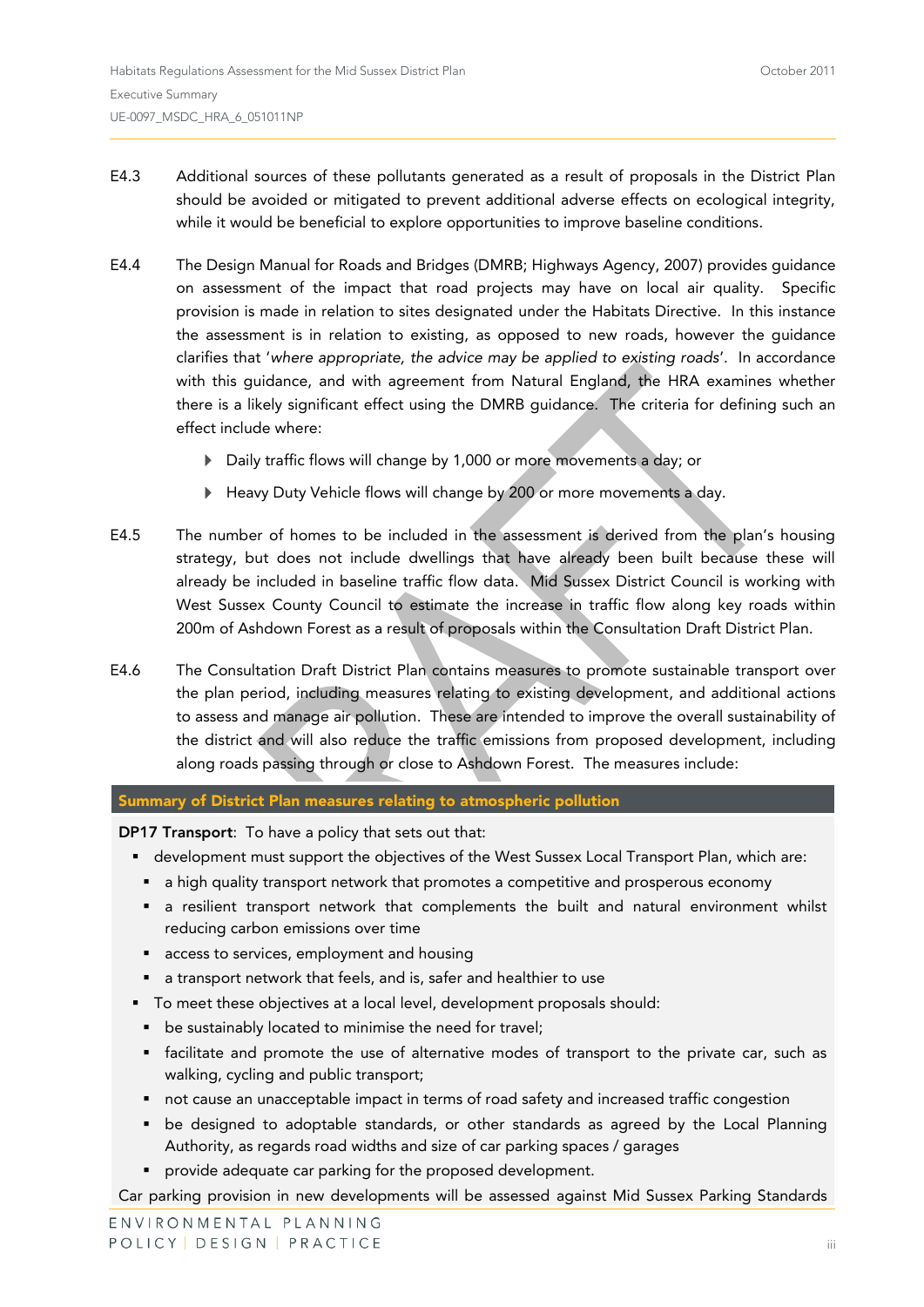E4.3 Additional sources of these pollutants generated as a result of proposals in the District Plan should be avoided or mitigated to prevent additional adverse effects on ecological integrity, while it would be beneficial to explore opportunities to improve baseline conditions.

E4.4 The Design Manual for Roads and Bridges (DMRB; Highways Agency, 2007) provides guidance on assessment of the impact that road projects may have on local air quality. Specific provision is made in relation to sites designated under the Habitats Directive. In this instance the assessment is in relation to existing, as opposed to new roads, however the guidance clarifies that '*where appropriate, the advice may be applied to existing roads*'. In accordance with this guidance, and with agreement from Natural England, the HRA examines whether there is a likely significant effect using the DMRB guidance. The criteria for defining such an effect include where:

- Daily traffic flows will change by 1,000 or more movements a day; or
- Heavy Duty Vehicle flows will change by 200 or more movements a day.

E4.5 The number of homes to be included in the assessment is derived from the plan's housing strategy, but does not include dwellings that have already been built because these will already be included in baseline traffic flow data. Mid Sussex District Council is working with West Sussex County Council to estimate the increase in traffic flow along key roads within 200m of Ashdown Forest as a result of proposals within the Consultation Draft District Plan.

E4.6 The Consultation Draft District Plan contains measures to promote sustainable transport over the plan period, including measures relating to existing development, and additional actions to assess and manage air pollution. These are intended to improve the overall sustainability of the district and will also reduce the traffic emissions from proposed development, including along roads passing through or close to Ashdown Forest. The measures include:

**Summary of District Plan measures relating to atmospheric pollution**

**DP17 Transport**: To have a policy that sets out that:

- development must support the objectives of the West Sussex Local Transport Plan, which are:
  - a high quality transport network that promotes a competitive and prosperous economy
  - a resilient transport network that complements the built and natural environment whilst reducing carbon emissions over time
  - access to services, employment and housing
  - a transport network that feels, and is, safer and healthier to use
- To meet these objectives at a local level, development proposals should:
  - be sustainably located to minimise the need for travel;
  - facilitate and promote the use of alternative modes of transport to the private car, such as walking, cycling and public transport;
  - not cause an unacceptable impact in terms of road safety and increased traffic congestion
  - be designed to adoptable standards, or other standards as agreed by the Local Planning Authority, as regards road widths and size of car parking spaces / garages
  - provide adequate car parking for the proposed development.

Car parking provision in new developments will be assessed against Mid Sussex Parking Standards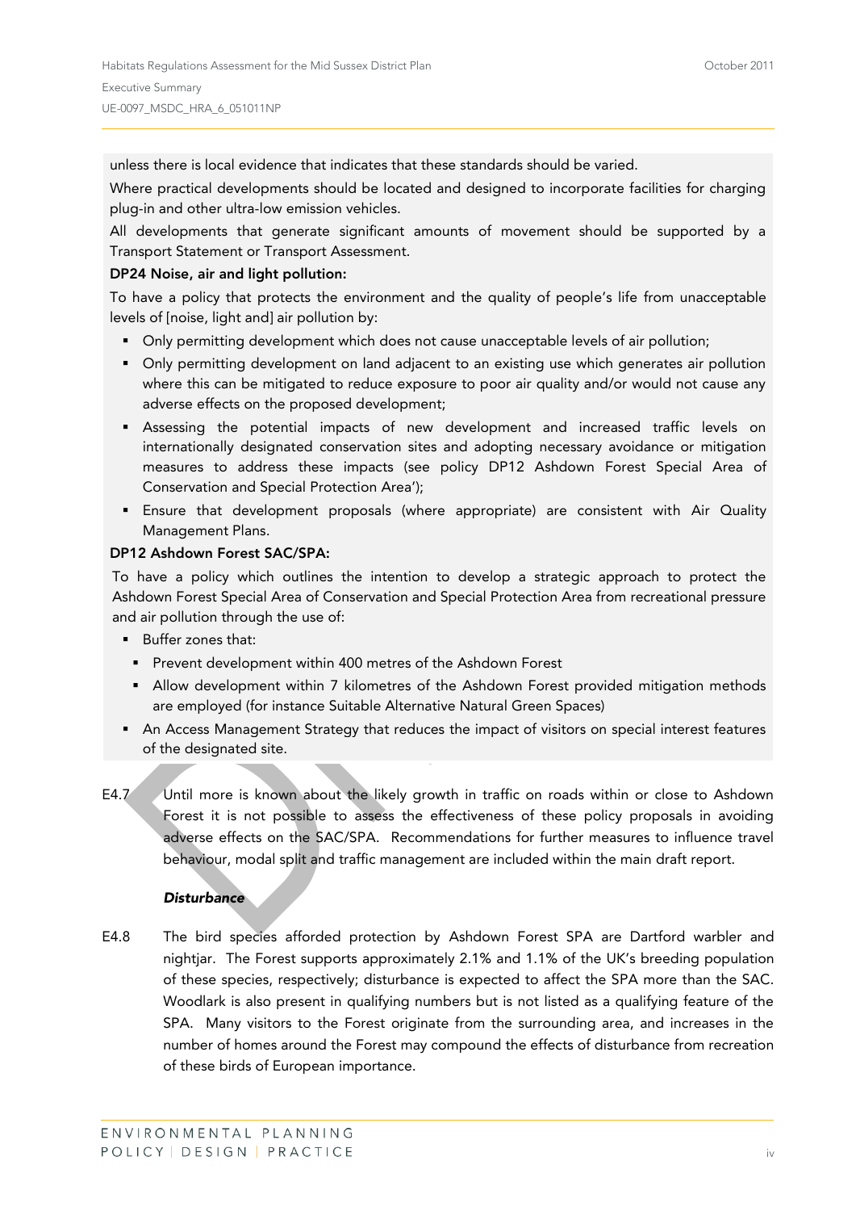unless there is local evidence that indicates that these standards should be varied.

Where practical developments should be located and designed to incorporate facilities for charging plug-in and other ultra-low emission vehicles.

All developments that generate significant amounts of movement should be supported by a Transport Statement or Transport Assessment.

**DP24 Noise, air and light pollution:**

To have a policy that protects the environment and the quality of people's life from unacceptable levels of [noise, light and] air pollution by:

- Only permitting development which does not cause unacceptable levels of air pollution;
- Only permitting development on land adjacent to an existing use which generates air pollution where this can be mitigated to reduce exposure to poor air quality and/or would not cause any adverse effects on the proposed development;
- Assessing the potential impacts of new development and increased traffic levels on internationally designated conservation sites and adopting necessary avoidance or mitigation measures to address these impacts (see policy DP12 Ashdown Forest Special Area of Conservation and Special Protection Area');
- Ensure that development proposals (where appropriate) are consistent with Air Quality Management Plans.

**DP12 Ashdown Forest SAC/SPA:**

To have a policy which outlines the intention to develop a strategic approach to protect the Ashdown Forest Special Area of Conservation and Special Protection Area from recreational pressure and air pollution through the use of:

- Buffer zones that:
  - Prevent development within 400 metres of the Ashdown Forest
  - Allow development within 7 kilometres of the Ashdown Forest provided mitigation methods are employed (for instance Suitable Alternative Natural Green Spaces)
- An Access Management Strategy that reduces the impact of visitors on special interest features of the designated site.

E4.7 Until more is known about the likely growth in traffic on roads within or close to Ashdown Forest it is not possible to assess the effectiveness of these policy proposals in avoiding adverse effects on the SAC/SPA. Recommendations for further measures to influence travel behaviour, modal split and traffic management are included within the main draft report.

***Disturbance***

E4.8 The bird species afforded protection by Ashdown Forest SPA are Dartford warbler and nightjar. The Forest supports approximately 2.1% and 1.1% of the UK's breeding population of these species, respectively; disturbance is expected to affect the SPA more than the SAC. Woodlark is also present in qualifying numbers but is not listed as a qualifying feature of the SPA. Many visitors to the Forest originate from the surrounding area, and increases in the number of homes around the Forest may compound the effects of disturbance from recreation of these birds of European importance.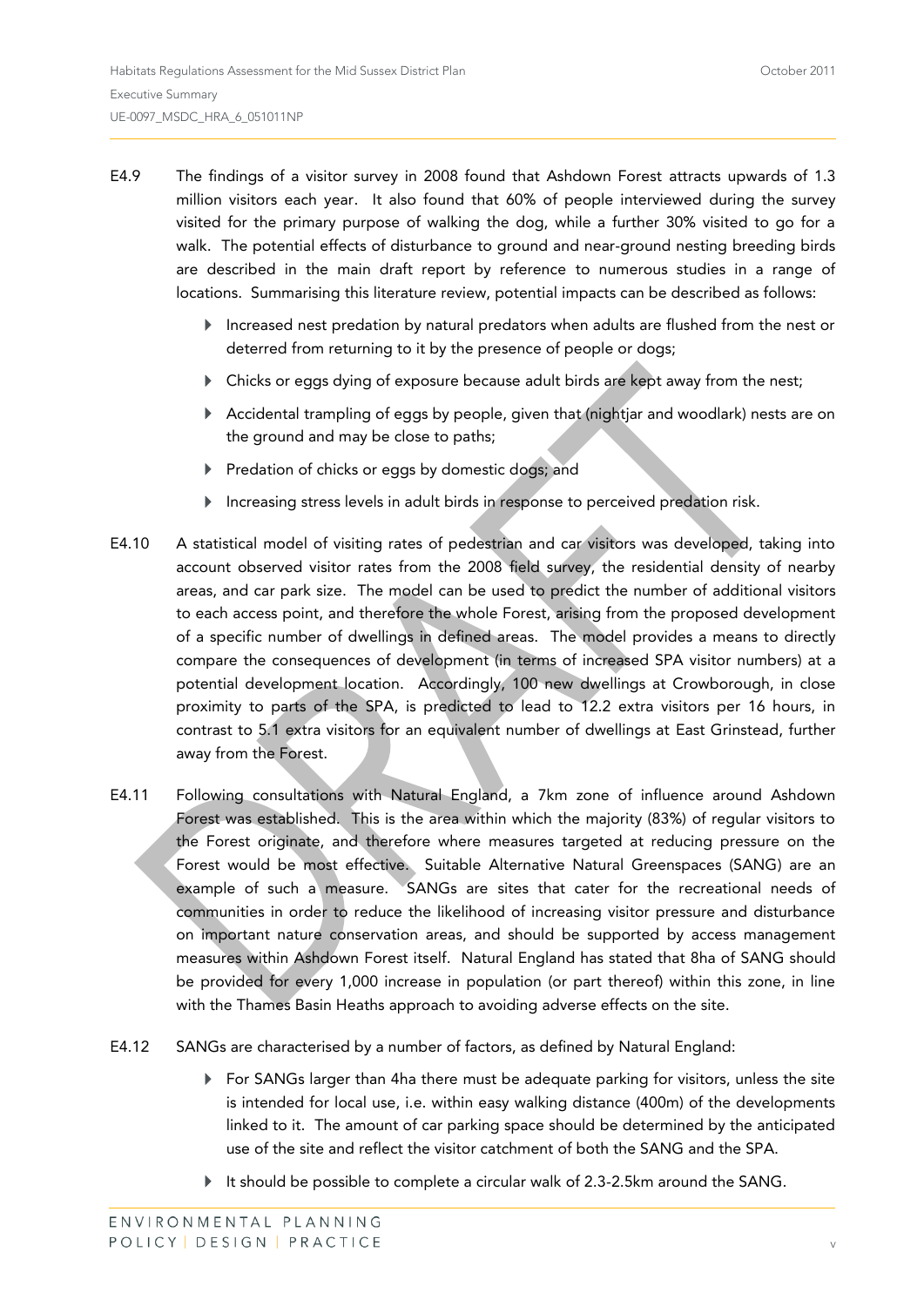E4.9 The findings of a visitor survey in 2008 found that Ashdown Forest attracts upwards of 1.3 million visitors each year. It also found that 60% of people interviewed during the survey visited for the primary purpose of walking the dog, while a further 30% visited to go for a walk. The potential effects of disturbance to ground and near-ground nesting breeding birds are described in the main draft report by reference to numerous studies in a range of locations. Summarising this literature review, potential impacts can be described as follows:

- Increased nest predation by natural predators when adults are flushed from the nest or deterred from returning to it by the presence of people or dogs;
- Chicks or eggs dying of exposure because adult birds are kept away from the nest;
- Accidental trampling of eggs by people, given that (nightjar and woodlark) nests are on the ground and may be close to paths;
- Predation of chicks or eggs by domestic dogs; and
- Increasing stress levels in adult birds in response to perceived predation risk.

E4.10 A statistical model of visiting rates of pedestrian and car visitors was developed, taking into account observed visitor rates from the 2008 field survey, the residential density of nearby areas, and car park size. The model can be used to predict the number of additional visitors to each access point, and therefore the whole Forest, arising from the proposed development of a specific number of dwellings in defined areas. The model provides a means to directly compare the consequences of development (in terms of increased SPA visitor numbers) at a potential development location. Accordingly, 100 new dwellings at Crowborough, in close proximity to parts of the SPA, is predicted to lead to 12.2 extra visitors per 16 hours, in contrast to 5.1 extra visitors for an equivalent number of dwellings at East Grinstead, further away from the Forest.

E4.11 Following consultations with Natural England, a 7km zone of influence around Ashdown Forest was established. This is the area within which the majority (83%) of regular visitors to the Forest originate, and therefore where measures targeted at reducing pressure on the Forest would be most effective. Suitable Alternative Natural Greenspaces (SANG) are an example of such a measure. SANGs are sites that cater for the recreational needs of communities in order to reduce the likelihood of increasing visitor pressure and disturbance on important nature conservation areas, and should be supported by access management measures within Ashdown Forest itself. Natural England has stated that 8ha of SANG should be provided for every 1,000 increase in population (or part thereof) within this zone, in line with the Thames Basin Heaths approach to avoiding adverse effects on the site.

E4.12 SANGs are characterised by a number of factors, as defined by Natural England:

- For SANGs larger than 4ha there must be adequate parking for visitors, unless the site is intended for local use, i.e. within easy walking distance (400m) of the developments linked to it. The amount of car parking space should be determined by the anticipated use of the site and reflect the visitor catchment of both the SANG and the SPA.
- It should be possible to complete a circular walk of 2.3-2.5km around the SANG.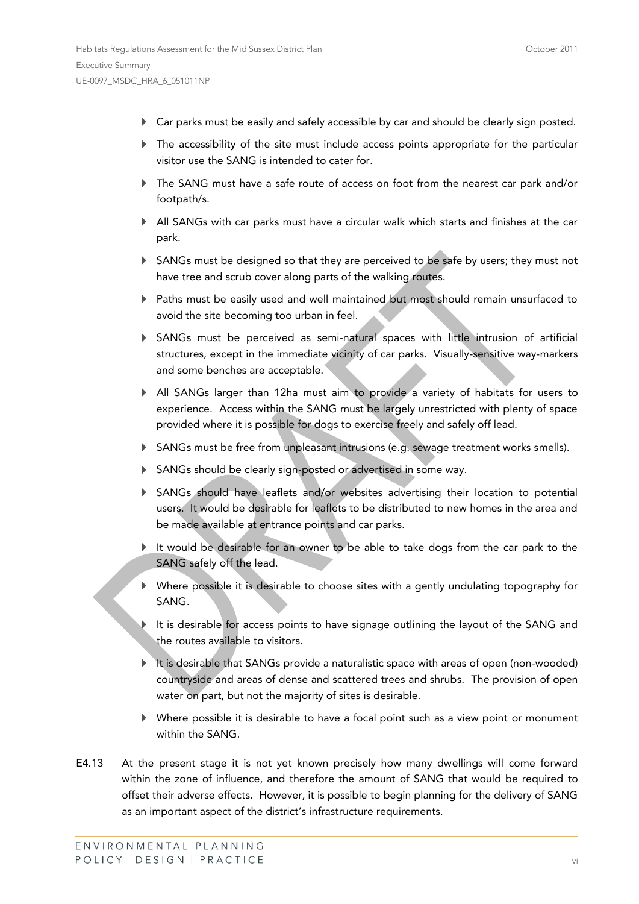- Car parks must be easily and safely accessible by car and should be clearly sign posted.
- The accessibility of the site must include access points appropriate for the particular visitor use the SANG is intended to cater for.
- The SANG must have a safe route of access on foot from the nearest car park and/or footpath/s.
- All SANGs with car parks must have a circular walk which starts and finishes at the car park.
- SANGs must be designed so that they are perceived to be safe by users; they must not have tree and scrub cover along parts of the walking routes.
- Paths must be easily used and well maintained but most should remain unsurfaced to avoid the site becoming too urban in feel.
- SANGs must be perceived as semi-natural spaces with little intrusion of artificial structures, except in the immediate vicinity of car parks. Visually-sensitive way-markers and some benches are acceptable.
- All SANGs larger than 12ha must aim to provide a variety of habitats for users to experience. Access within the SANG must be largely unrestricted with plenty of space provided where it is possible for dogs to exercise freely and safely off lead.
- SANGs must be free from unpleasant intrusions (e.g. sewage treatment works smells).
- SANGs should be clearly sign-posted or advertised in some way.
- SANGs should have leaflets and/or websites advertising their location to potential users. It would be desirable for leaflets to be distributed to new homes in the area and be made available at entrance points and car parks.
- It would be desirable for an owner to be able to take dogs from the car park to the SANG safely off the lead.
- Where possible it is desirable to choose sites with a gently undulating topography for SANG.
- It is desirable for access points to have signage outlining the layout of the SANG and the routes available to visitors.
- It is desirable that SANGs provide a naturalistic space with areas of open (non-wooded) countryside and areas of dense and scattered trees and shrubs. The provision of open water on part, but not the majority of sites is desirable.
- Where possible it is desirable to have a focal point such as a view point or monument within the SANG.

E4.13 At the present stage it is not yet known precisely how many dwellings will come forward within the zone of influence, and therefore the amount of SANG that would be required to offset their adverse effects. However, it is possible to begin planning for the delivery of SANG as an important aspect of the district's infrastructure requirements.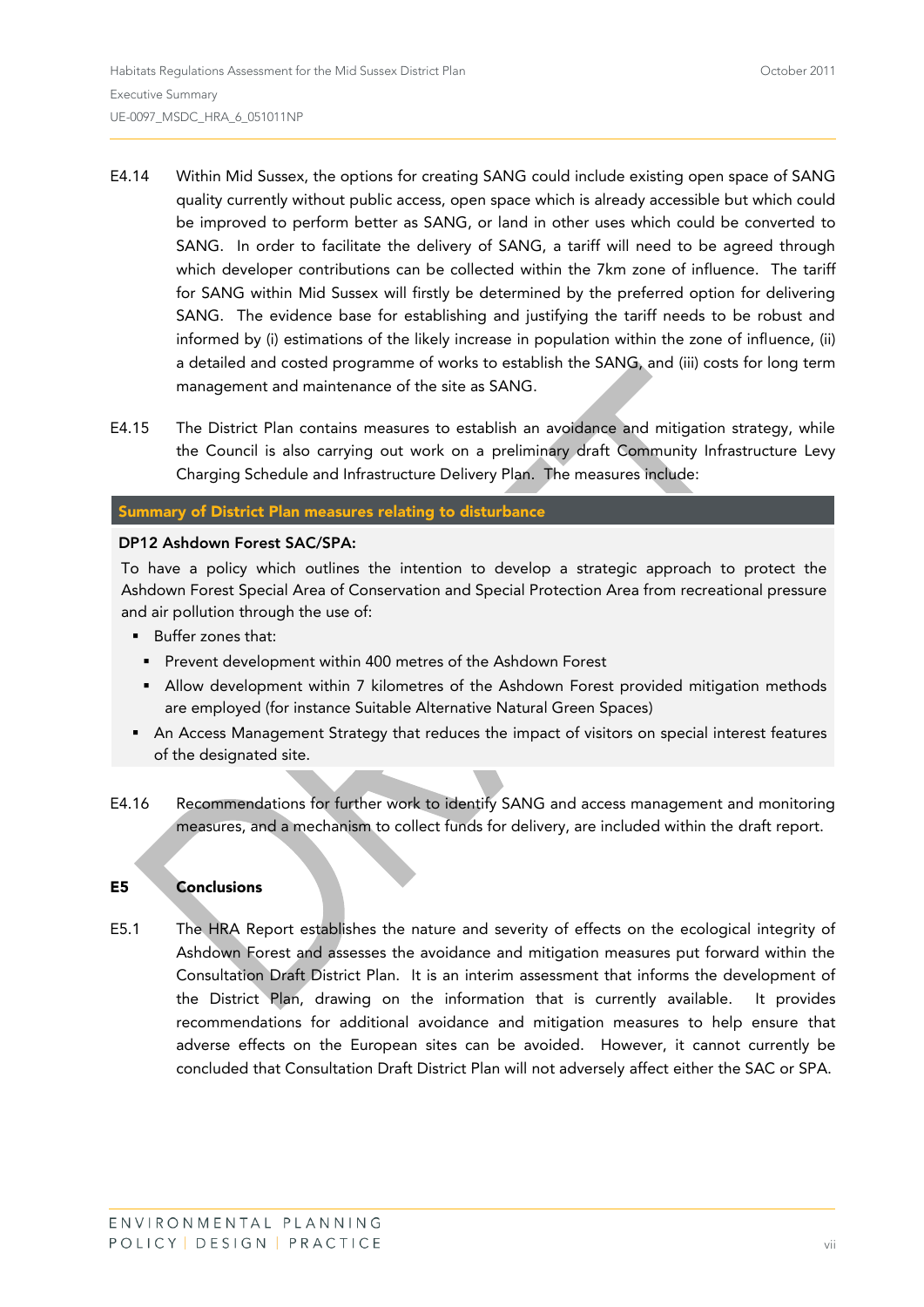E4.14 Within Mid Sussex, the options for creating SANG could include existing open space of SANG quality currently without public access, open space which is already accessible but which could be improved to perform better as SANG, or land in other uses which could be converted to SANG. In order to facilitate the delivery of SANG, a tariff will need to be agreed through which developer contributions can be collected within the 7km zone of influence. The tariff for SANG within Mid Sussex will firstly be determined by the preferred option for delivering SANG. The evidence base for establishing and justifying the tariff needs to be robust and informed by (i) estimations of the likely increase in population within the zone of influence, (ii) a detailed and costed programme of works to establish the SANG, and (iii) costs for long term management and maintenance of the site as SANG.

E4.15 The District Plan contains measures to establish an avoidance and mitigation strategy, while the Council is also carrying out work on a preliminary draft Community Infrastructure Levy Charging Schedule and Infrastructure Delivery Plan. The measures include:

**Summary of District Plan measures relating to disturbance**

**DP12 Ashdown Forest SAC/SPA:**

To have a policy which outlines the intention to develop a strategic approach to protect the Ashdown Forest Special Area of Conservation and Special Protection Area from recreational pressure and air pollution through the use of:

- Buffer zones that:
  - Prevent development within 400 metres of the Ashdown Forest
  - Allow development within 7 kilometres of the Ashdown Forest provided mitigation methods are employed (for instance Suitable Alternative Natural Green Spaces)
- An Access Management Strategy that reduces the impact of visitors on special interest features of the designated site.

E4.16 Recommendations for further work to identify SANG and access management and monitoring measures, and a mechanism to collect funds for delivery, are included within the draft report.

## E5 Conclusions

E5.1 The HRA Report establishes the nature and severity of effects on the ecological integrity of Ashdown Forest and assesses the avoidance and mitigation measures put forward within the Consultation Draft District Plan. It is an interim assessment that informs the development of the District Plan, drawing on the information that is currently available. It provides recommendations for additional avoidance and mitigation measures to help ensure that adverse effects on the European sites can be avoided. However, it cannot currently be concluded that Consultation Draft District Plan will not adversely affect either the SAC or SPA.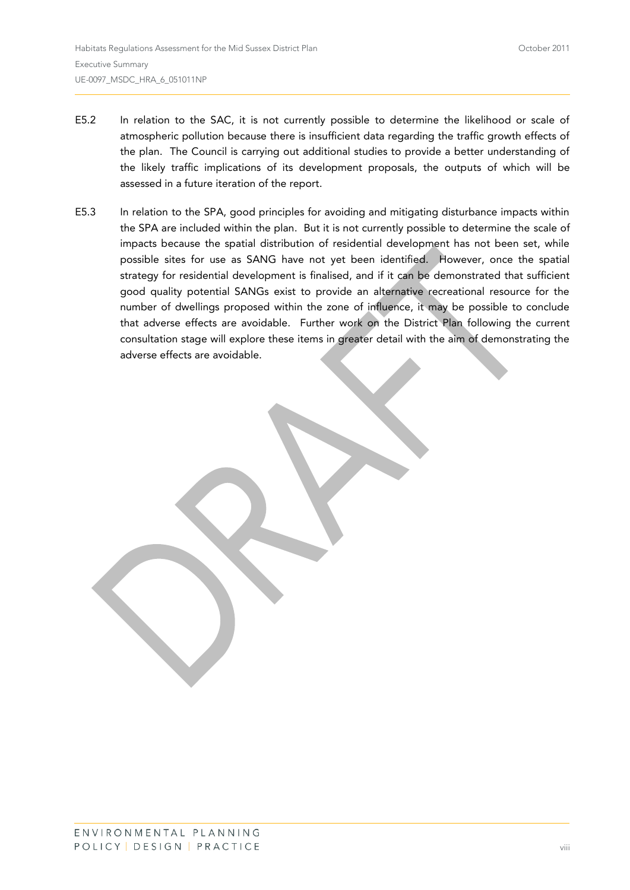E5.2 In relation to the SAC, it is not currently possible to determine the likelihood or scale of atmospheric pollution because there is insufficient data regarding the traffic growth effects of the plan. The Council is carrying out additional studies to provide a better understanding of the likely traffic implications of its development proposals, the outputs of which will be assessed in a future iteration of the report.

E5.3 In relation to the SPA, good principles for avoiding and mitigating disturbance impacts within the SPA are included within the plan. But it is not currently possible to determine the scale of impacts because the spatial distribution of residential development has not been set, while possible sites for use as SANG have not yet been identified. However, once the spatial strategy for residential development is finalised, and if it can be demonstrated that sufficient good quality potential SANGs exist to provide an alternative recreational resource for the number of dwellings proposed within the zone of influence, it may be possible to conclude that adverse effects are avoidable. Further work on the District Plan following the current consultation stage will explore these items in greater detail with the aim of demonstrating the adverse effects are avoidable.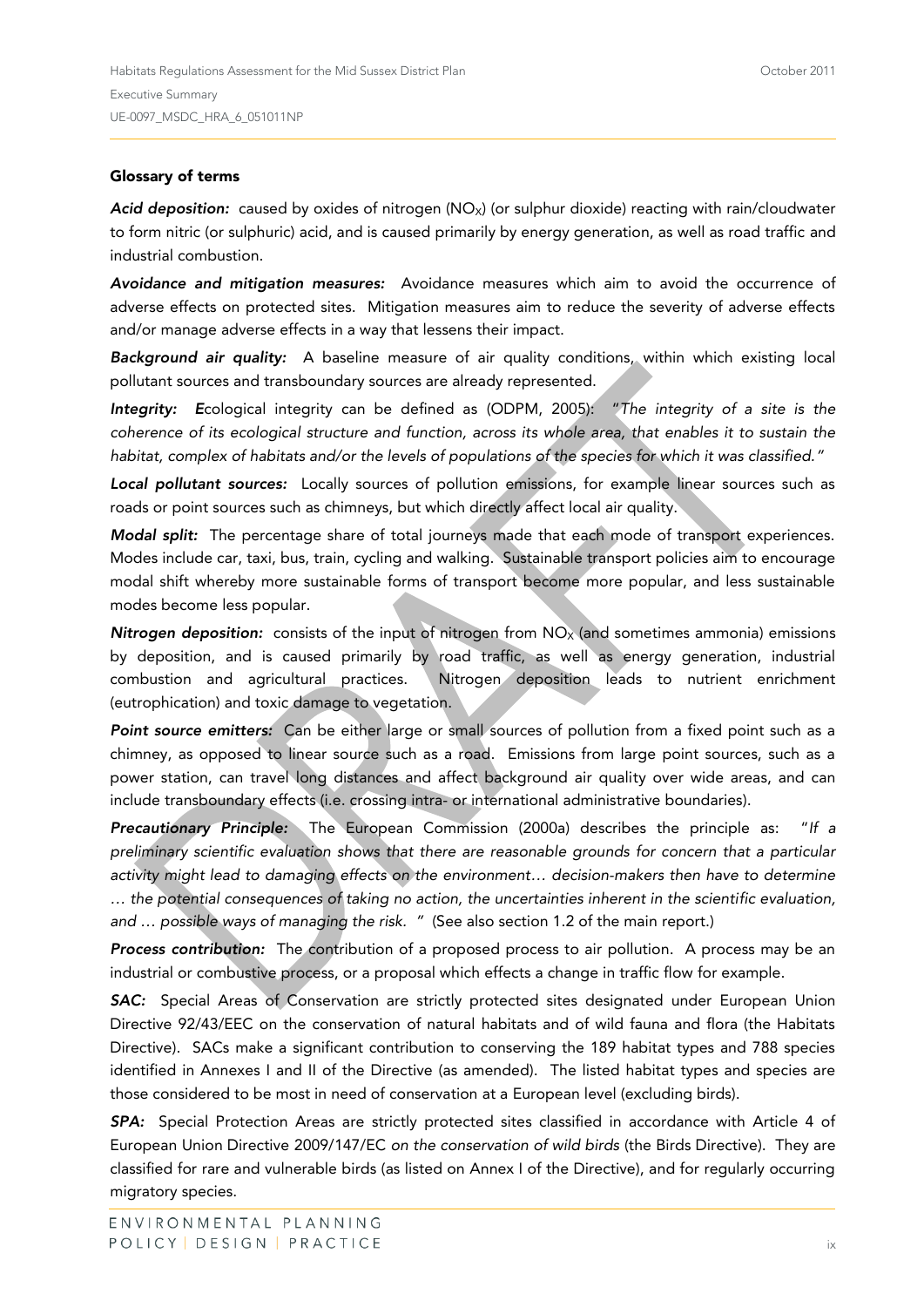## Glossary of terms

***Acid deposition:*** caused by oxides of nitrogen ($NO_X$) (or sulphur dioxide) reacting with rain/cloudwater to form nitric (or sulphuric) acid, and is caused primarily by energy generation, as well as road traffic and industrial combustion.

***Avoidance and mitigation measures:*** Avoidance measures which aim to avoid the occurrence of adverse effects on protected sites. Mitigation measures aim to reduce the severity of adverse effects and/or manage adverse effects in a way that lessens their impact.

***Background air quality:*** A baseline measure of air quality conditions, within which existing local pollutant sources and transboundary sources are already represented.

***Integrity:*** ***E***cological integrity can be defined as (ODPM, 2005): *"The integrity of a site is the coherence of its ecological structure and function, across its whole area, that enables it to sustain the habitat, complex of habitats and/or the levels of populations of the species for which it was classified."*

***Local pollutant sources:*** Locally sources of pollution emissions, for example linear sources such as roads or point sources such as chimneys, but which directly affect local air quality.

***Modal split:*** The percentage share of total journeys made that each mode of transport experiences. Modes include car, taxi, bus, train, cycling and walking. Sustainable transport policies aim to encourage modal shift whereby more sustainable forms of transport become more popular, and less sustainable modes become less popular.

***Nitrogen deposition:*** consists of the input of nitrogen from $NO_X$ (and sometimes ammonia) emissions by deposition, and is caused primarily by road traffic, as well as energy generation, industrial combustion and agricultural practices. Nitrogen deposition leads to nutrient enrichment (eutrophication) and toxic damage to vegetation.

***Point source emitters:*** Can be either large or small sources of pollution from a fixed point such as a chimney, as opposed to linear source such as a road. Emissions from large point sources, such as a power station, can travel long distances and affect background air quality over wide areas, and can include transboundary effects (i.e. crossing intra- or international administrative boundaries).

***Precautionary Principle:*** The European Commission (2000a) describes the principle as: *"If a preliminary scientific evaluation shows that there are reasonable grounds for concern that a particular activity might lead to damaging effects on the environment… decision-makers then have to determine … the potential consequences of taking no action, the uncertainties inherent in the scientific evaluation, and … possible ways of managing the risk. "* (See also section 1.2 of the main report.)

***Process contribution:*** The contribution of a proposed process to air pollution. A process may be an industrial or combustive process, or a proposal which effects a change in traffic flow for example.

***SAC:*** Special Areas of Conservation are strictly protected sites designated under European Union Directive 92/43/EEC on the conservation of natural habitats and of wild fauna and flora (the Habitats Directive). SACs make a significant contribution to conserving the 189 habitat types and 788 species identified in Annexes I and II of the Directive (as amended). The listed habitat types and species are those considered to be most in need of conservation at a European level (excluding birds).

***SPA:*** Special Protection Areas are strictly protected sites classified in accordance with Article 4 of European Union Directive 2009/147/EC *on the conservation of wild birds* (the Birds Directive). They are classified for rare and vulnerable birds (as listed on Annex I of the Directive), and for regularly occurring migratory species.